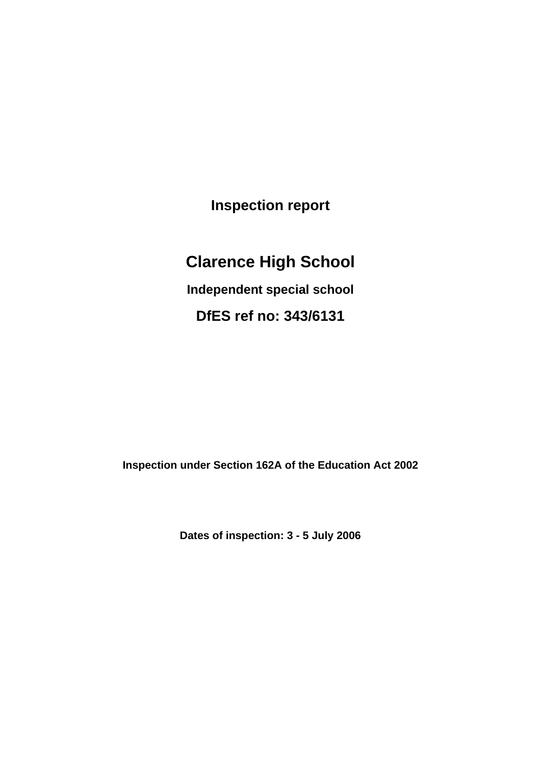**Inspection report**

# Clarence High School

**Independent special school**

## DfES ref no: 343/6131

**Inspection under Section 162A of the Education Act 2002**

**Dates of inspection: 3 - 5 July 2006**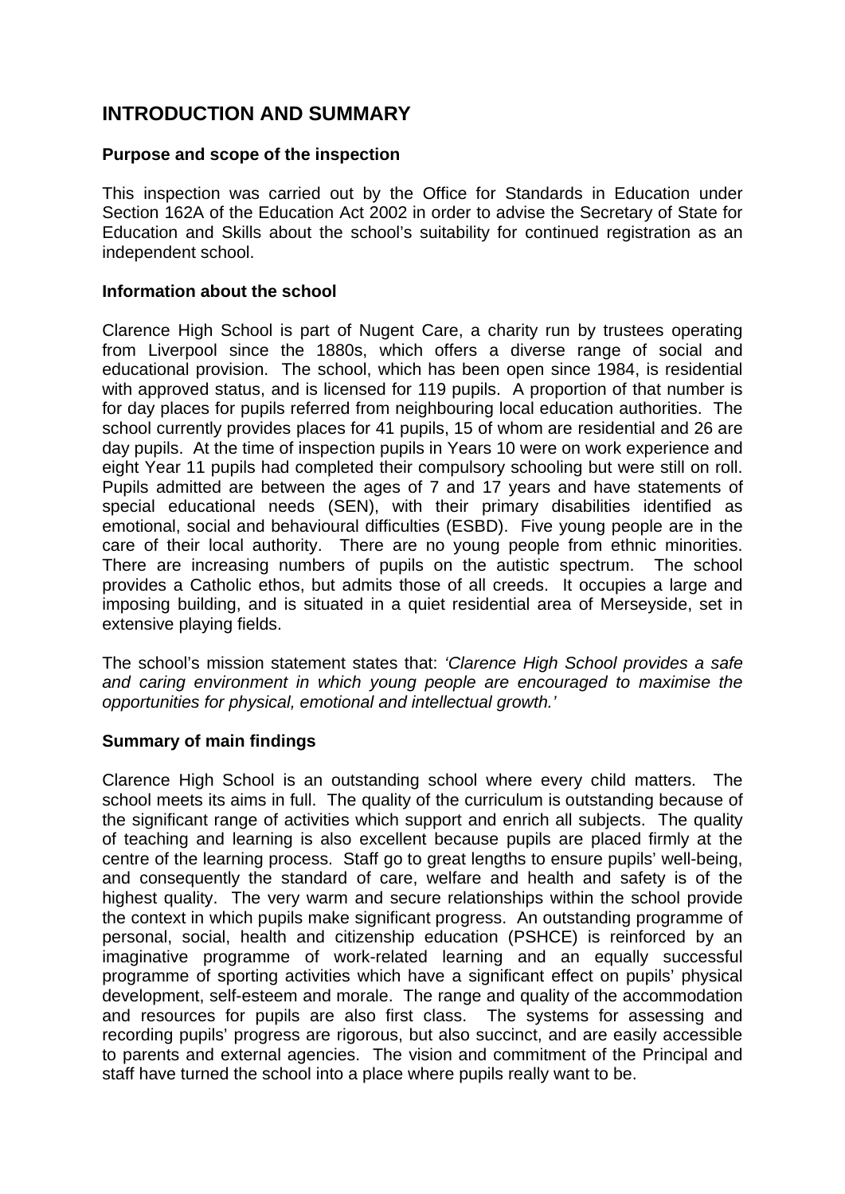## INTRODUCTION AND SUMMARY

### Purpose and scope of the inspection

This inspection was carried out by the Office for Standards in Education under Section 162A of the Education Act 2002 in order to advise the Secretary of State for Education and Skills about the school's suitability for continued registration as an independent school.

### Information about the school

Clarence High School is part of Nugent Care, a charity run by trustees operating from Liverpool since the 1880s, which offers a diverse range of social and educational provision. The school, which has been open since 1984, is residential with approved status, and is licensed for 119 pupils. A proportion of that number is for day places for pupils referred from neighbouring local education authorities. The school currently provides places for 41 pupils, 15 of whom are residential and 26 are day pupils. At the time of inspection pupils in Years 10 were on work experience and eight Year 11 pupils had completed their compulsory schooling but were still on roll. Pupils admitted are between the ages of 7 and 17 years and have statements of special educational needs (SEN), with their primary disabilities identified as emotional, social and behavioural difficulties (ESBD). Five young people are in the care of their local authority. There are no young people from ethnic minorities. There are increasing numbers of pupils on the autistic spectrum. The school provides a Catholic ethos, but admits those of all creeds. It occupies a large and imposing building, and is situated in a quiet residential area of Merseyside, set in extensive playing fields.

The school's mission statement states that: *'Clarence High School provides a safe and caring environment in which young people are encouraged to maximise the opportunities for physical, emotional and intellectual growth.'*

### Summary of main findings

Clarence High School is an outstanding school where every child matters. The school meets its aims in full. The quality of the curriculum is outstanding because of the significant range of activities which support and enrich all subjects. The quality of teaching and learning is also excellent because pupils are placed firmly at the centre of the learning process. Staff go to great lengths to ensure pupils' well-being, and consequently the standard of care, welfare and health and safety is of the highest quality. The very warm and secure relationships within the school provide the context in which pupils make significant progress. An outstanding programme of personal, social, health and citizenship education (PSHCE) is reinforced by an imaginative programme of work-related learning and an equally successful programme of sporting activities which have a significant effect on pupils' physical development, self-esteem and morale. The range and quality of the accommodation and resources for pupils are also first class. The systems for assessing and recording pupils' progress are rigorous, but also succinct, and are easily accessible to parents and external agencies. The vision and commitment of the Principal and staff have turned the school into a place where pupils really want to be.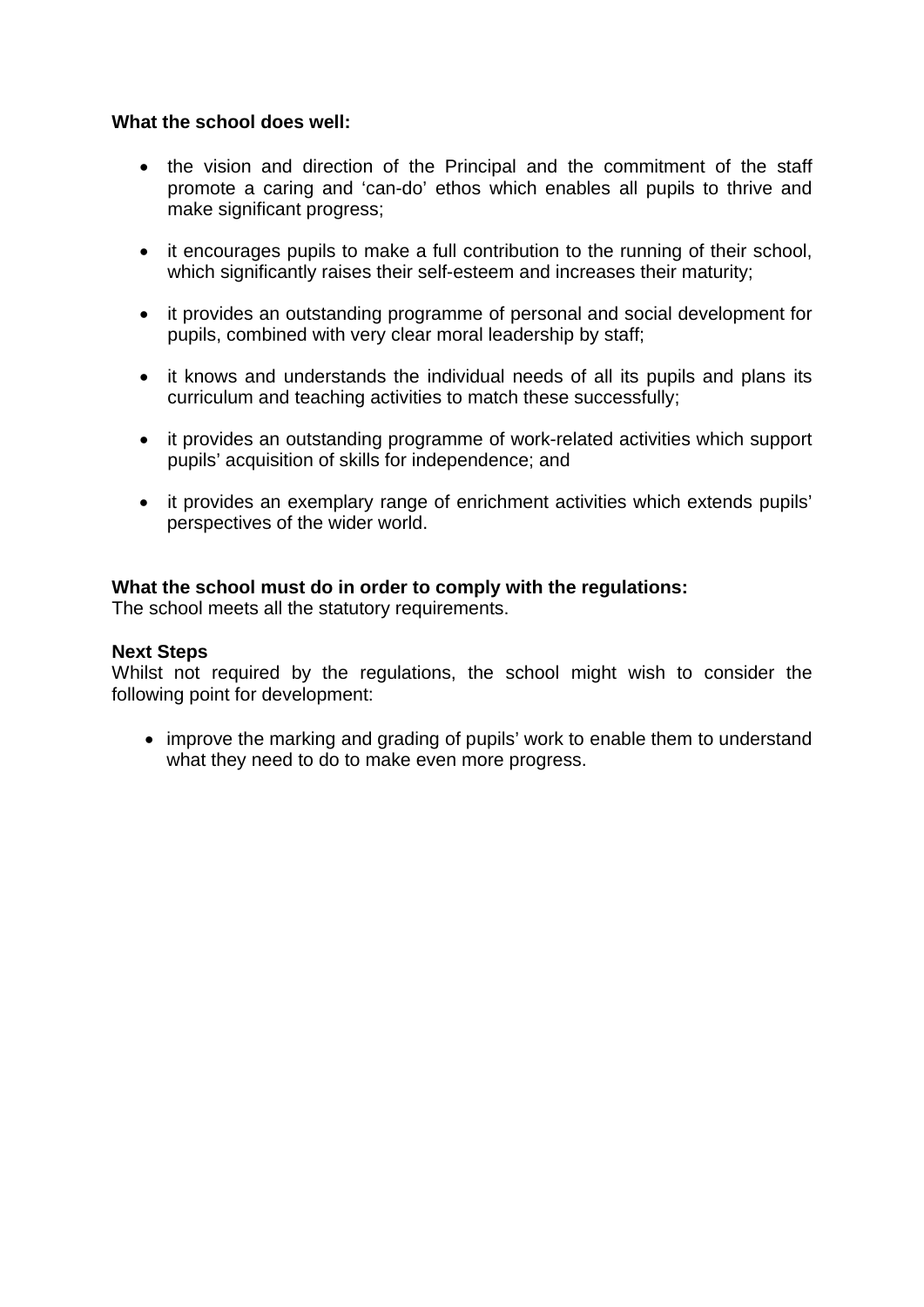**What the school does well:**

- the vision and direction of the Principal and the commitment of the staff promote a caring and 'can-do' ethos which enables all pupils to thrive and make significant progress;
- it encourages pupils to make a full contribution to the running of their school, which significantly raises their self-esteem and increases their maturity;
- it provides an outstanding programme of personal and social development for pupils, combined with very clear moral leadership by staff;
- it knows and understands the individual needs of all its pupils and plans its curriculum and teaching activities to match these successfully;
- it provides an outstanding programme of work-related activities which support pupils' acquisition of skills for independence; and
- it provides an exemplary range of enrichment activities which extends pupils' perspectives of the wider world.

**What the school must do in order to comply with the regulations:**
The school meets all the statutory requirements.

**Next Steps**
Whilst not required by the regulations, the school might wish to consider the following point for development:

- improve the marking and grading of pupils' work to enable them to understand what they need to do to make even more progress.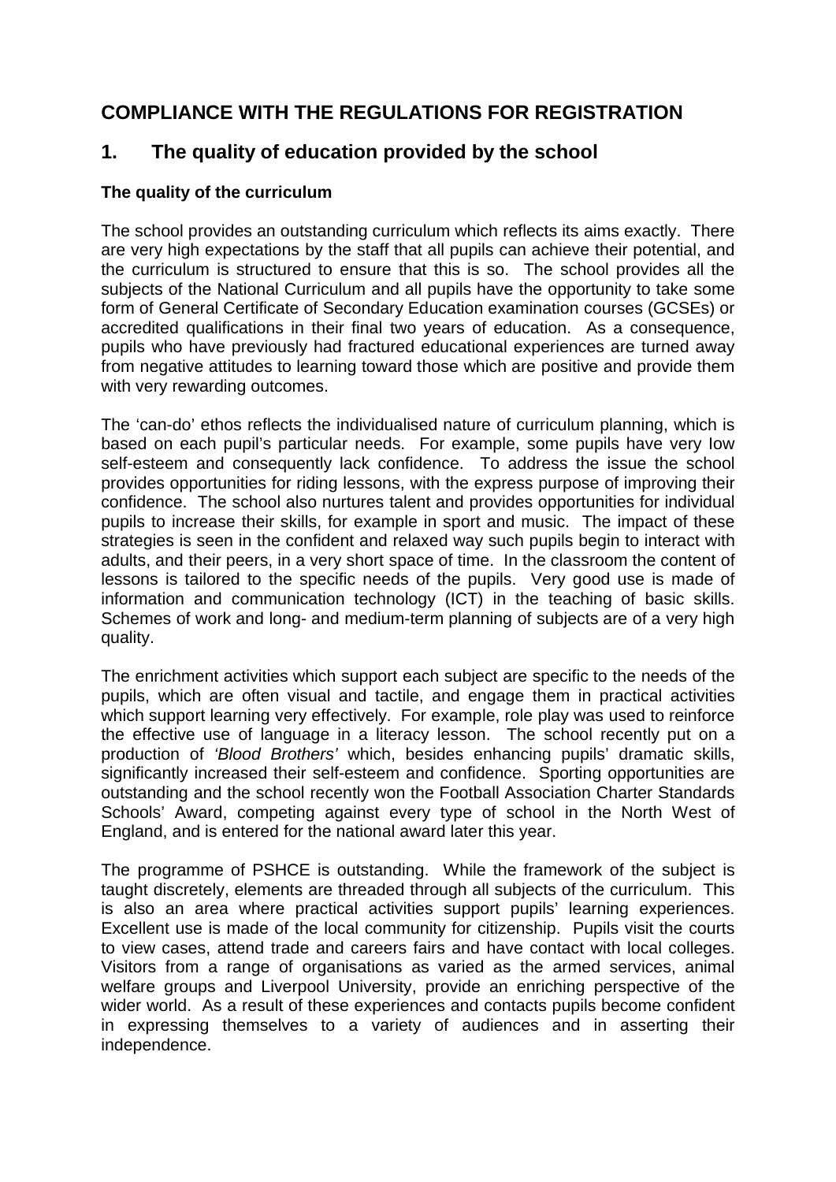# COMPLIANCE WITH THE REGULATIONS FOR REGISTRATION

## 1. The quality of education provided by the school

### The quality of the curriculum

The school provides an outstanding curriculum which reflects its aims exactly. There are very high expectations by the staff that all pupils can achieve their potential, and the curriculum is structured to ensure that this is so. The school provides all the subjects of the National Curriculum and all pupils have the opportunity to take some form of General Certificate of Secondary Education examination courses (GCSEs) or accredited qualifications in their final two years of education. As a consequence, pupils who have previously had fractured educational experiences are turned away from negative attitudes to learning toward those which are positive and provide them with very rewarding outcomes.

The 'can-do' ethos reflects the individualised nature of curriculum planning, which is based on each pupil's particular needs. For example, some pupils have very low self-esteem and consequently lack confidence. To address the issue the school provides opportunities for riding lessons, with the express purpose of improving their confidence. The school also nurtures talent and provides opportunities for individual pupils to increase their skills, for example in sport and music. The impact of these strategies is seen in the confident and relaxed way such pupils begin to interact with adults, and their peers, in a very short space of time. In the classroom the content of lessons is tailored to the specific needs of the pupils. Very good use is made of information and communication technology (ICT) in the teaching of basic skills. Schemes of work and long- and medium-term planning of subjects are of a very high quality.

The enrichment activities which support each subject are specific to the needs of the pupils, which are often visual and tactile, and engage them in practical activities which support learning very effectively. For example, role play was used to reinforce the effective use of language in a literacy lesson. The school recently put on a production of *'Blood Brothers'* which, besides enhancing pupils' dramatic skills, significantly increased their self-esteem and confidence. Sporting opportunities are outstanding and the school recently won the Football Association Charter Standards Schools' Award, competing against every type of school in the North West of England, and is entered for the national award later this year.

The programme of PSHCE is outstanding. While the framework of the subject is taught discretely, elements are threaded through all subjects of the curriculum. This is also an area where practical activities support pupils' learning experiences. Excellent use is made of the local community for citizenship. Pupils visit the courts to view cases, attend trade and careers fairs and have contact with local colleges. Visitors from a range of organisations as varied as the armed services, animal welfare groups and Liverpool University, provide an enriching perspective of the wider world. As a result of these experiences and contacts pupils become confident in expressing themselves to a variety of audiences and in asserting their independence.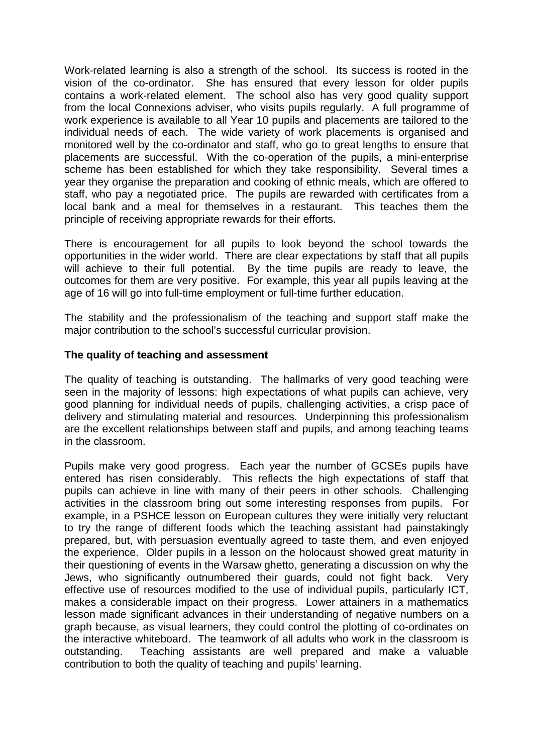Work-related learning is also a strength of the school. Its success is rooted in the vision of the co-ordinator. She has ensured that every lesson for older pupils contains a work-related element. The school also has very good quality support from the local Connexions adviser, who visits pupils regularly. A full programme of work experience is available to all Year 10 pupils and placements are tailored to the individual needs of each. The wide variety of work placements is organised and monitored well by the co-ordinator and staff, who go to great lengths to ensure that placements are successful. With the co-operation of the pupils, a mini-enterprise scheme has been established for which they take responsibility. Several times a year they organise the preparation and cooking of ethnic meals, which are offered to staff, who pay a negotiated price. The pupils are rewarded with certificates from a local bank and a meal for themselves in a restaurant. This teaches them the principle of receiving appropriate rewards for their efforts.

There is encouragement for all pupils to look beyond the school towards the opportunities in the wider world. There are clear expectations by staff that all pupils will achieve to their full potential. By the time pupils are ready to leave, the outcomes for them are very positive. For example, this year all pupils leaving at the age of 16 will go into full-time employment or full-time further education.

The stability and the professionalism of the teaching and support staff make the major contribution to the school's successful curricular provision.

**The quality of teaching and assessment**

The quality of teaching is outstanding. The hallmarks of very good teaching were seen in the majority of lessons: high expectations of what pupils can achieve, very good planning for individual needs of pupils, challenging activities, a crisp pace of delivery and stimulating material and resources. Underpinning this professionalism are the excellent relationships between staff and pupils, and among teaching teams in the classroom.

Pupils make very good progress. Each year the number of GCSEs pupils have entered has risen considerably. This reflects the high expectations of staff that pupils can achieve in line with many of their peers in other schools. Challenging activities in the classroom bring out some interesting responses from pupils. For example, in a PSHCE lesson on European cultures they were initially very reluctant to try the range of different foods which the teaching assistant had painstakingly prepared, but, with persuasion eventually agreed to taste them, and even enjoyed the experience. Older pupils in a lesson on the holocaust showed great maturity in their questioning of events in the Warsaw ghetto, generating a discussion on why the Jews, who significantly outnumbered their guards, could not fight back. Very effective use of resources modified to the use of individual pupils, particularly ICT, makes a considerable impact on their progress. Lower attainers in a mathematics lesson made significant advances in their understanding of negative numbers on a graph because, as visual learners, they could control the plotting of co-ordinates on the interactive whiteboard. The teamwork of all adults who work in the classroom is outstanding. Teaching assistants are well prepared and make a valuable contribution to both the quality of teaching and pupils' learning.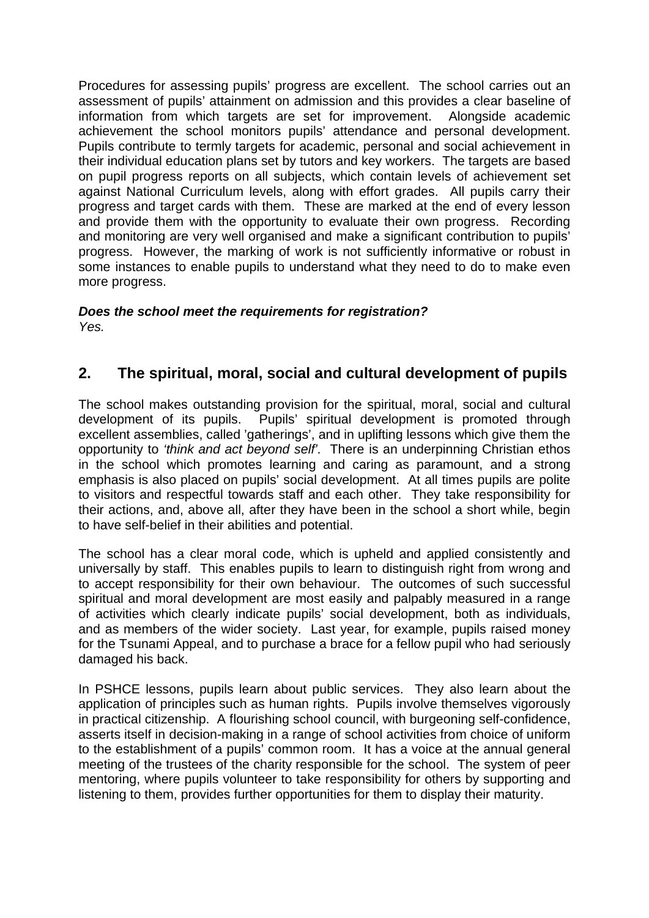Procedures for assessing pupils' progress are excellent. The school carries out an assessment of pupils' attainment on admission and this provides a clear baseline of information from which targets are set for improvement. Alongside academic achievement the school monitors pupils' attendance and personal development. Pupils contribute to termly targets for academic, personal and social achievement in their individual education plans set by tutors and key workers. The targets are based on pupil progress reports on all subjects, which contain levels of achievement set against National Curriculum levels, along with effort grades. All pupils carry their progress and target cards with them. These are marked at the end of every lesson and provide them with the opportunity to evaluate their own progress. Recording and monitoring are very well organised and make a significant contribution to pupils' progress. However, the marking of work is not sufficiently informative or robust in some instances to enable pupils to understand what they need to do to make even more progress.

***Does the school meet the requirements for registration?***
*Yes.*

## 2. The spiritual, moral, social and cultural development of pupils

The school makes outstanding provision for the spiritual, moral, social and cultural development of its pupils. Pupils' spiritual development is promoted through excellent assemblies, called 'gatherings', and in uplifting lessons which give them the opportunity to *'think and act beyond self'*. There is an underpinning Christian ethos in the school which promotes learning and caring as paramount, and a strong emphasis is also placed on pupils' social development. At all times pupils are polite to visitors and respectful towards staff and each other. They take responsibility for their actions, and, above all, after they have been in the school a short while, begin to have self-belief in their abilities and potential.

The school has a clear moral code, which is upheld and applied consistently and universally by staff. This enables pupils to learn to distinguish right from wrong and to accept responsibility for their own behaviour. The outcomes of such successful spiritual and moral development are most easily and palpably measured in a range of activities which clearly indicate pupils' social development, both as individuals, and as members of the wider society. Last year, for example, pupils raised money for the Tsunami Appeal, and to purchase a brace for a fellow pupil who had seriously damaged his back.

In PSHCE lessons, pupils learn about public services. They also learn about the application of principles such as human rights. Pupils involve themselves vigorously in practical citizenship. A flourishing school council, with burgeoning self-confidence, asserts itself in decision-making in a range of school activities from choice of uniform to the establishment of a pupils' common room. It has a voice at the annual general meeting of the trustees of the charity responsible for the school. The system of peer mentoring, where pupils volunteer to take responsibility for others by supporting and listening to them, provides further opportunities for them to display their maturity.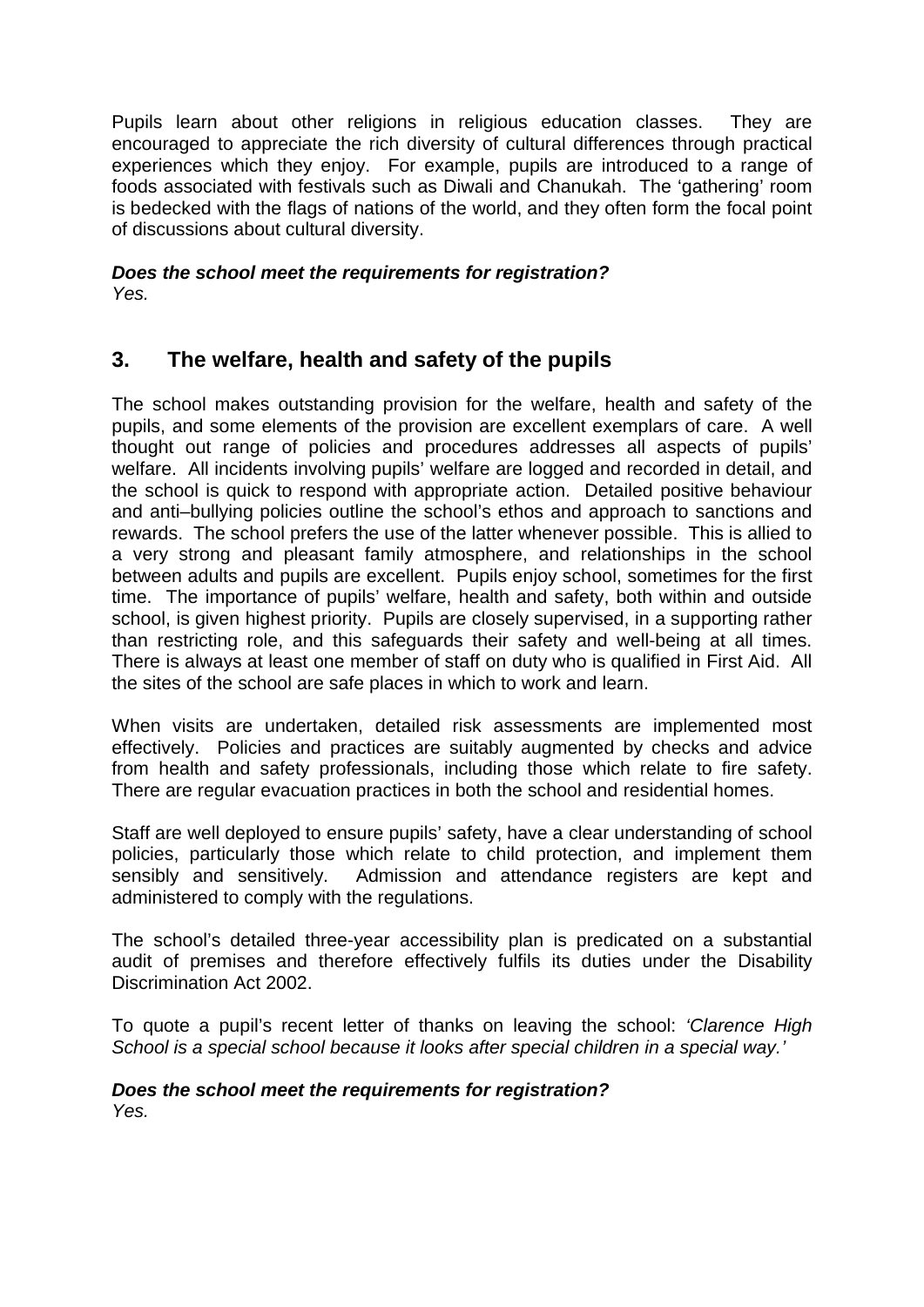Pupils learn about other religions in religious education classes. They are encouraged to appreciate the rich diversity of cultural differences through practical experiences which they enjoy. For example, pupils are introduced to a range of foods associated with festivals such as Diwali and Chanukah. The 'gathering' room is bedecked with the flags of nations of the world, and they often form the focal point of discussions about cultural diversity.

***Does the school meet the requirements for registration?***
*Yes.*

## 3. The welfare, health and safety of the pupils

The school makes outstanding provision for the welfare, health and safety of the pupils, and some elements of the provision are excellent exemplars of care. A well thought out range of policies and procedures addresses all aspects of pupils' welfare. All incidents involving pupils' welfare are logged and recorded in detail, and the school is quick to respond with appropriate action. Detailed positive behaviour and anti–bullying policies outline the school's ethos and approach to sanctions and rewards. The school prefers the use of the latter whenever possible. This is allied to a very strong and pleasant family atmosphere, and relationships in the school between adults and pupils are excellent. Pupils enjoy school, sometimes for the first time. The importance of pupils' welfare, health and safety, both within and outside school, is given highest priority. Pupils are closely supervised, in a supporting rather than restricting role, and this safeguards their safety and well-being at all times. There is always at least one member of staff on duty who is qualified in First Aid. All the sites of the school are safe places in which to work and learn.

When visits are undertaken, detailed risk assessments are implemented most effectively. Policies and practices are suitably augmented by checks and advice from health and safety professionals, including those which relate to fire safety. There are regular evacuation practices in both the school and residential homes.

Staff are well deployed to ensure pupils' safety, have a clear understanding of school policies, particularly those which relate to child protection, and implement them sensibly and sensitively. Admission and attendance registers are kept and administered to comply with the regulations.

The school's detailed three-year accessibility plan is predicated on a substantial audit of premises and therefore effectively fulfils its duties under the Disability Discrimination Act 2002.

To quote a pupil's recent letter of thanks on leaving the school: *'Clarence High School is a special school because it looks after special children in a special way.'*

***Does the school meet the requirements for registration?***
*Yes.*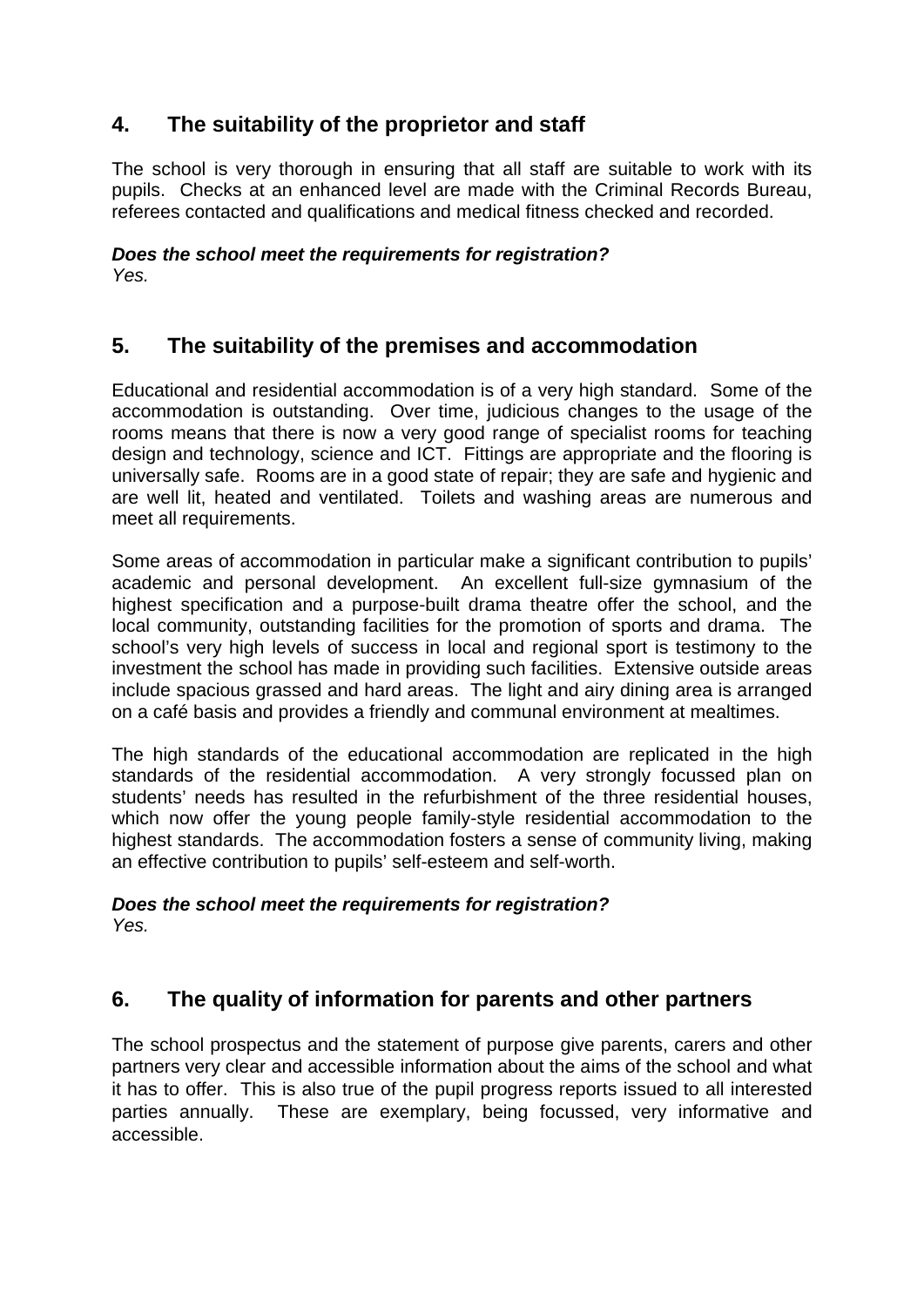## 4. The suitability of the proprietor and staff

The school is very thorough in ensuring that all staff are suitable to work with its pupils. Checks at an enhanced level are made with the Criminal Records Bureau, referees contacted and qualifications and medical fitness checked and recorded.

***Does the school meet the requirements for registration?***
*Yes.*

## 5. The suitability of the premises and accommodation

Educational and residential accommodation is of a very high standard. Some of the accommodation is outstanding. Over time, judicious changes to the usage of the rooms means that there is now a very good range of specialist rooms for teaching design and technology, science and ICT. Fittings are appropriate and the flooring is universally safe. Rooms are in a good state of repair; they are safe and hygienic and are well lit, heated and ventilated. Toilets and washing areas are numerous and meet all requirements.

Some areas of accommodation in particular make a significant contribution to pupils' academic and personal development. An excellent full-size gymnasium of the highest specification and a purpose-built drama theatre offer the school, and the local community, outstanding facilities for the promotion of sports and drama. The school's very high levels of success in local and regional sport is testimony to the investment the school has made in providing such facilities. Extensive outside areas include spacious grassed and hard areas. The light and airy dining area is arranged on a café basis and provides a friendly and communal environment at mealtimes.

The high standards of the educational accommodation are replicated in the high standards of the residential accommodation. A very strongly focussed plan on students' needs has resulted in the refurbishment of the three residential houses, which now offer the young people family-style residential accommodation to the highest standards. The accommodation fosters a sense of community living, making an effective contribution to pupils' self-esteem and self-worth.

***Does the school meet the requirements for registration?***
*Yes.*

## 6. The quality of information for parents and other partners

The school prospectus and the statement of purpose give parents, carers and other partners very clear and accessible information about the aims of the school and what it has to offer. This is also true of the pupil progress reports issued to all interested parties annually. These are exemplary, being focussed, very informative and accessible.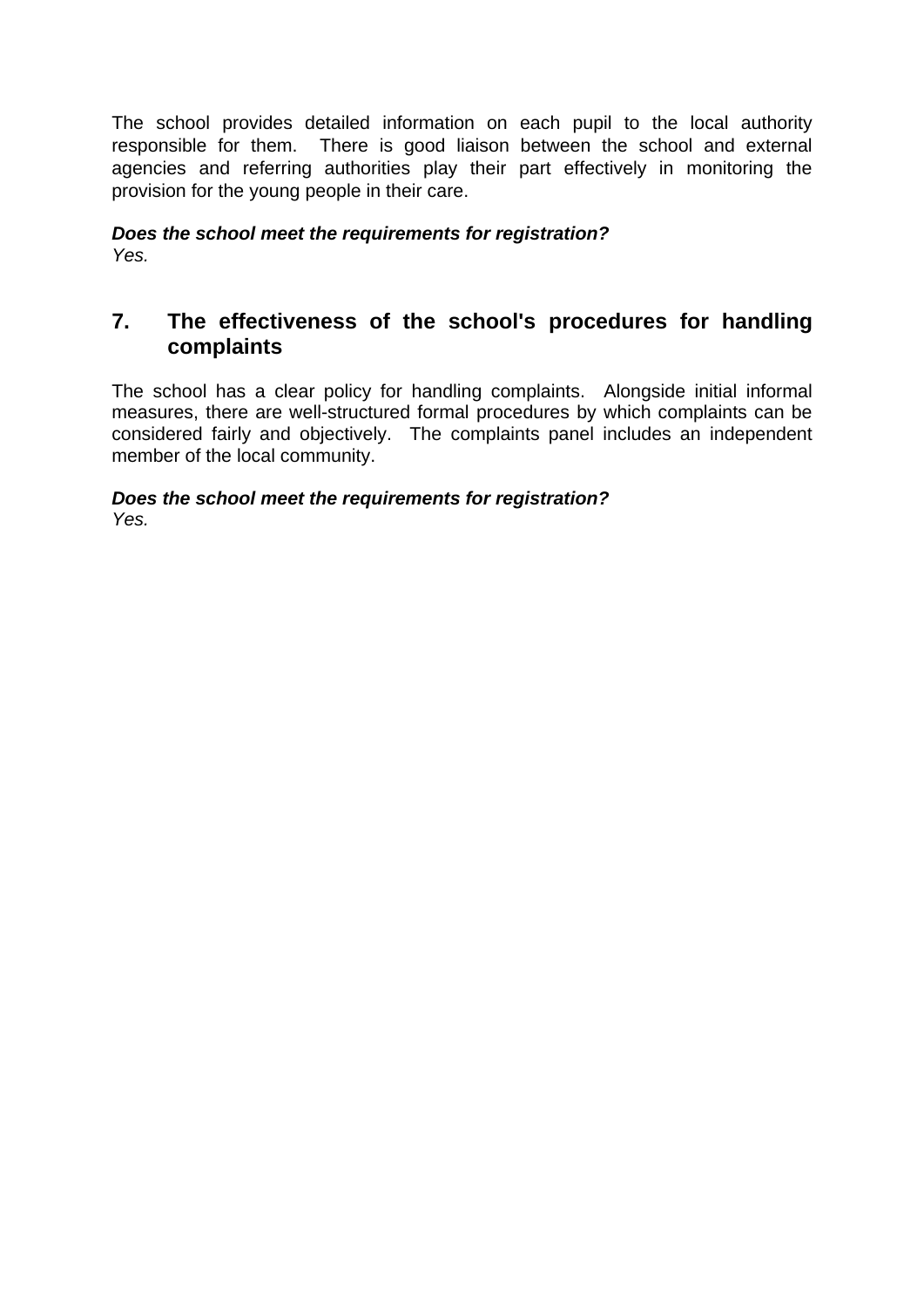The school provides detailed information on each pupil to the local authority responsible for them. There is good liaison between the school and external agencies and referring authorities play their part effectively in monitoring the provision for the young people in their care.

***Does the school meet the requirements for registration?***
*Yes.*

## 7. The effectiveness of the school's procedures for handling complaints

The school has a clear policy for handling complaints. Alongside initial informal measures, there are well-structured formal procedures by which complaints can be considered fairly and objectively. The complaints panel includes an independent member of the local community.

***Does the school meet the requirements for registration?***
*Yes.*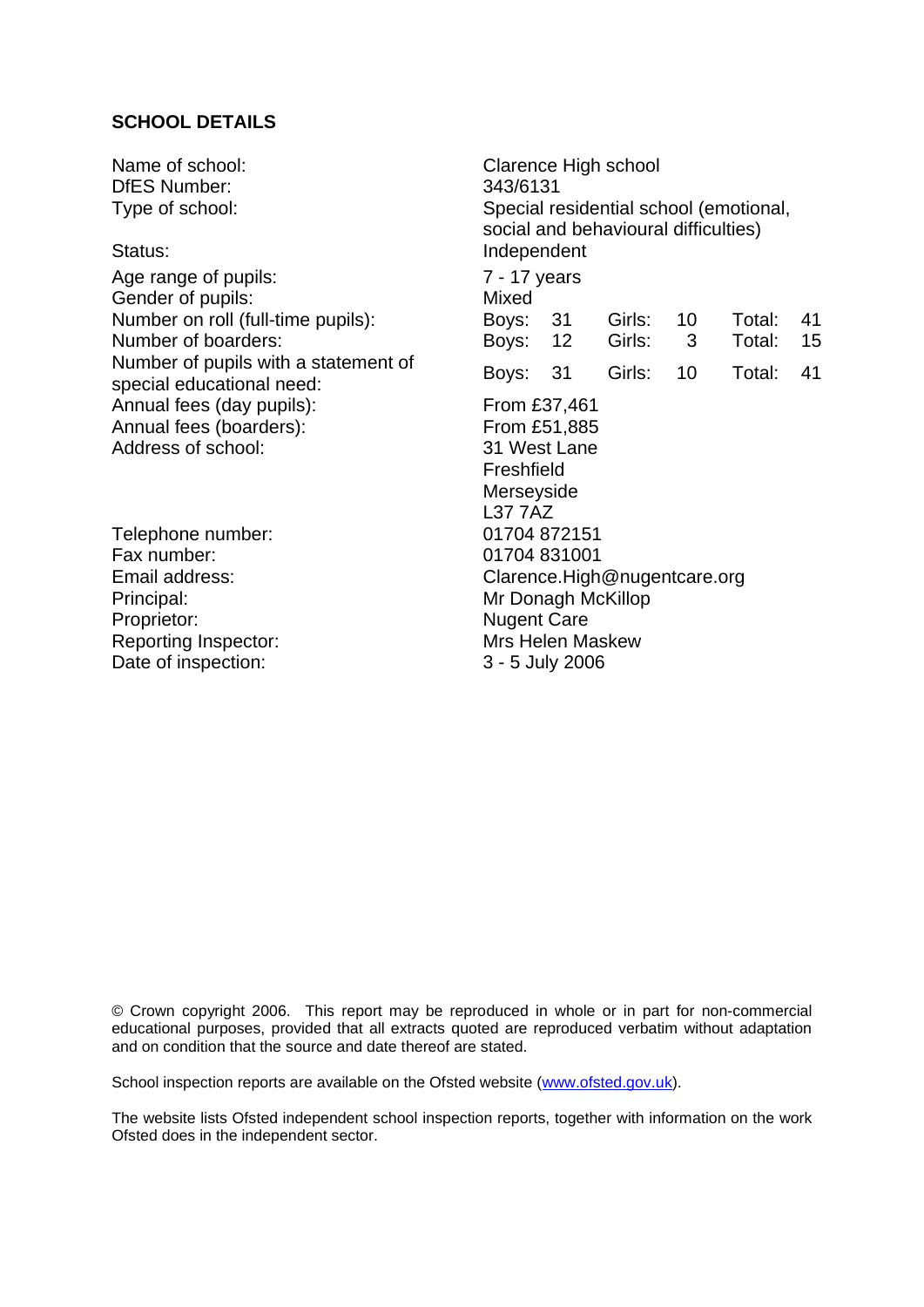## SCHOLL DETAILS

| | |
|---|---|
| Name of school: | Clarence High school |
| DfES Number: | 343/6131 |
| Type of school: | Special residential school (emotional, social and behavioural difficulties) |
| Status: | Independent |
| Age range of pupils: | 7 - 17 years |
| Gender of pupils: | Mixed |
| Number on roll (full-time pupils): | Boys: 31 Girls: 10 Total: 41 |
| Number of boarders: | Boys: 12 Girls: 3 Total: 15 |
| Number of pupils with a statement of special educational need: | Boys: 31 Girls: 10 Total: 41 |
| Annual fees (day pupils): | From £37,461 |
| Annual fees (boarders): | From £51,885 |
| Address of school: | 31 West Lane<br>Freshfield<br>Merseyside<br>L37 7AZ |
| Telephone number: | 01704 872151 |
| Fax number: | 01704 831001 |
| Email address: | Clarence.High@nugentcare.org |
| Principal: | Mr Donagh McKillop |
| Proprietor: | Nugent Care |
| Reporting Inspector: | Mrs Helen Maskew |
| Date of inspection: | 3 - 5 July 2006 |

© Crown copyright 2006. This report may be reproduced in whole or in part for non-commercial educational purposes, provided that all extracts quoted are reproduced verbatim without adaptation and on condition that the source and date thereof are stated.

School inspection reports are available on the Ofsted website (www.ofsted.gov.uk).

The website lists Ofsted independent school inspection reports, together with information on the work Ofsted does in the independent sector.